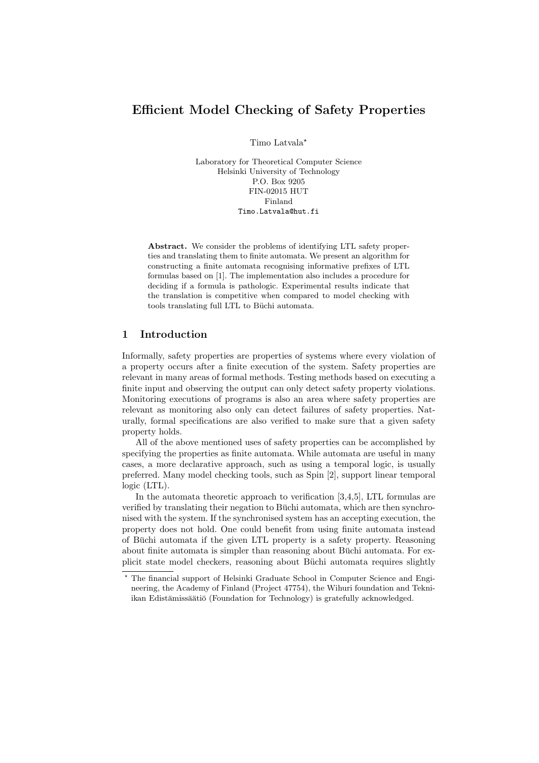# Efficient Model Checking of Safety Properties

Timo Latvala*

Laboratory for Theoretical Computer Science
Helsinki University of Technology
P.O. Box 9205
FIN-02015 HUT
Finland
Timo.Latvala@hut.fi

**Abstract.** We consider the problems of identifying LTL safety properties and translating them to finite automata. We present an algorithm for constructing a finite automata recognising informative prefixes of LTL formulas based on [1]. The implementation also includes a procedure for deciding if a formula is pathologic. Experimental results indicate that the translation is competitive when compared to model checking with tools translating full LTL to Büchi automata.

## 1 Introduction

Informally, safety properties are properties of systems where every violation of a property occurs after a finite execution of the system. Safety properties are relevant in many areas of formal methods. Testing methods based on executing a finite input and observing the output can only detect safety property violations. Monitoring executions of programs is also an area where safety properties are relevant as monitoring also only can detect failures of safety properties. Naturally, formal specifications are also verified to make sure that a given safety property holds.

All of the above mentioned uses of safety properties can be accomplished by specifying the properties as finite automata. While automata are useful in many cases, a more declarative approach, such as using a temporal logic, is usually preferred. Many model checking tools, such as Spin [2], support linear temporal logic (LTL).

In the automata theoretic approach to verification [3,4,5], LTL formulas are verified by translating their negation to Büchi automata, which are then synchronised with the system. If the synchronised system has an accepting execution, the property does not hold. One could benefit from using finite automata instead of Büchi automata if the given LTL property is a safety property. Reasoning about finite automata is simpler than reasoning about Büchi automata. For explicit state model checkers, reasoning about Büchi automata requires slightly

---

* The financial support of Helsinki Graduate School in Computer Science and Engineering, the Academy of Finland (Project 47754), the Wihuri foundation and Tekniikan Edistämissäätiö (Foundation for Technology) is gratefully acknowledged.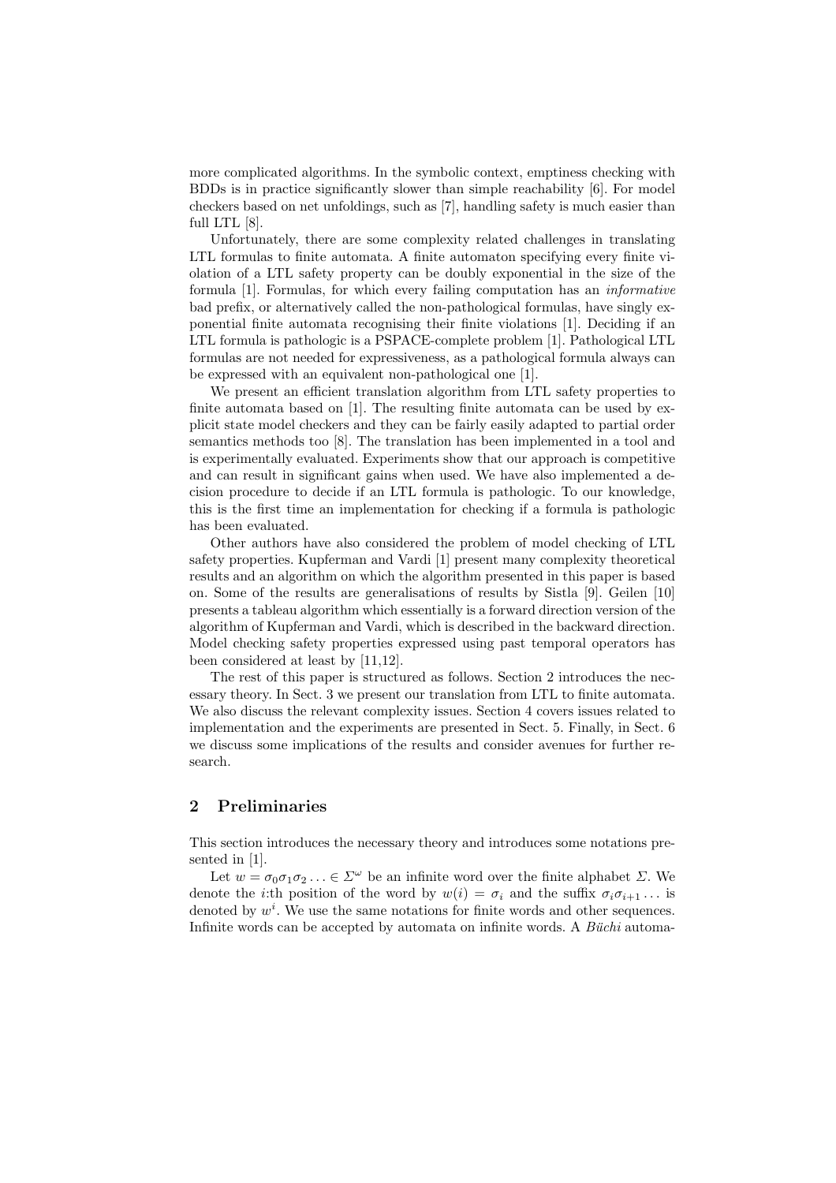more complicated algorithms. In the symbolic context, emptiness checking with BDDs is in practice significantly slower than simple reachability [6]. For model checkers based on net unfoldings, such as [7], handling safety is much easier than full LTL [8].

Unfortunately, there are some complexity related challenges in translating LTL formulas to finite automata. A finite automaton specifying every finite violation of a LTL safety property can be doubly exponential in the size of the formula [1]. Formulas, for which every failing computation has an *informative* bad prefix, or alternatively called the non-pathological formulas, have singly exponential finite automata recognising their finite violations [1]. Deciding if an LTL formula is pathologic is a PSPACE-complete problem [1]. Pathological LTL formulas are not needed for expressiveness, as a pathological formula always can be expressed with an equivalent non-pathological one [1].

We present an efficient translation algorithm from LTL safety properties to finite automata based on [1]. The resulting finite automata can be used by explicit state model checkers and they can be fairly easily adapted to partial order semantics methods too [8]. The translation has been implemented in a tool and is experimentally evaluated. Experiments show that our approach is competitive and can result in significant gains when used. We have also implemented a decision procedure to decide if an LTL formula is pathologic. To our knowledge, this is the first time an implementation for checking if a formula is pathologic has been evaluated.

Other authors have also considered the problem of model checking of LTL safety properties. Kupferman and Vardi [1] present many complexity theoretical results and an algorithm on which the algorithm presented in this paper is based on. Some of the results are generalisations of results by Sistla [9]. Geilen [10] presents a tableau algorithm which essentially is a forward direction version of the algorithm of Kupferman and Vardi, which is described in the backward direction. Model checking safety properties expressed using past temporal operators has been considered at least by [11,12].

The rest of this paper is structured as follows. Section 2 introduces the necessary theory. In Sect. 3 we present our translation from LTL to finite automata. We also discuss the relevant complexity issues. Section 4 covers issues related to implementation and the experiments are presented in Sect. 5. Finally, in Sect. 6 we discuss some implications of the results and consider avenues for further research.

## 2 Preliminaries

This section introduces the necessary theory and introduces some notations presented in [1].

Let $w = \sigma_0\sigma_1\sigma_2 \ldots \in \Sigma^\omega$ be an infinite word over the finite alphabet $\Sigma$. We denote the $i$:th position of the word by $w(i) = \sigma_i$ and the suffix $\sigma_i\sigma_{i+1}\ldots$ is denoted by $w^i$. We use the same notations for finite words and other sequences. Infinite words can be accepted by automata on infinite words. A *Büchi* automa-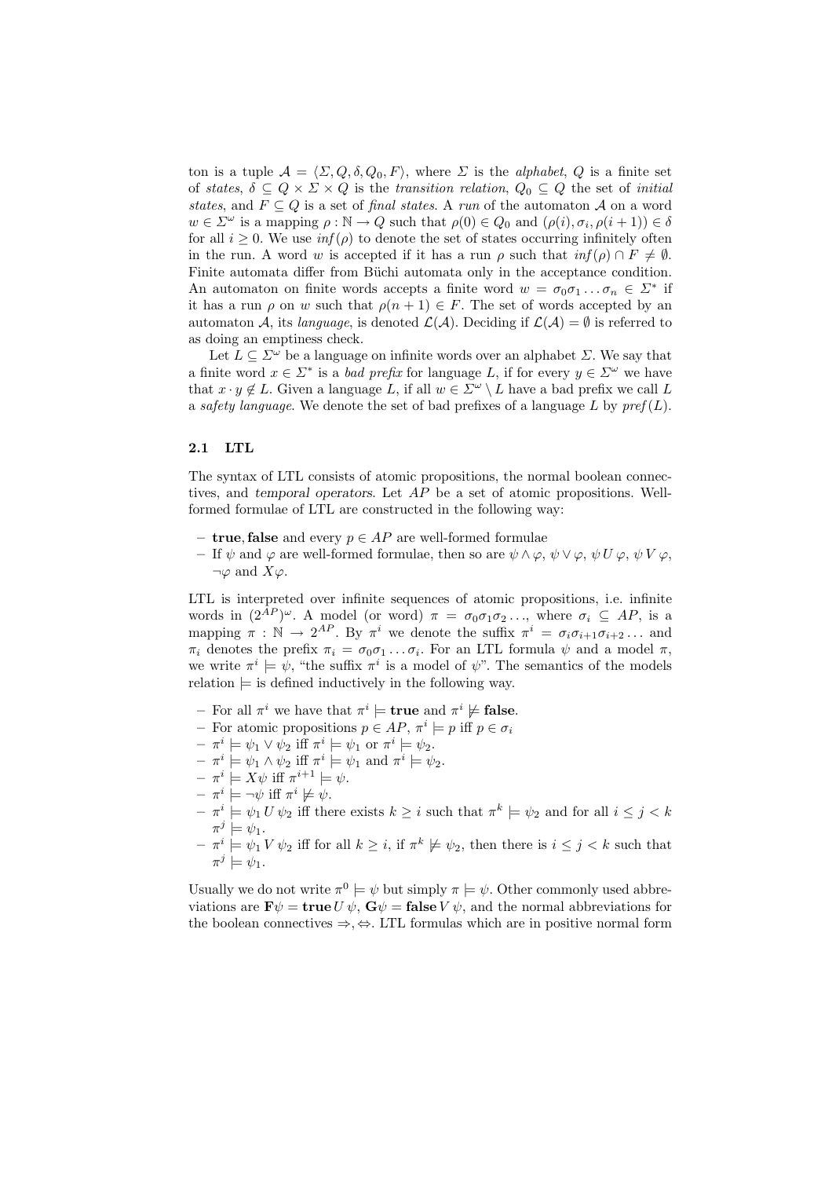ton is a tuple $\mathcal{A} = \langle \Sigma, Q, \delta, Q_0, F \rangle$, where $\Sigma$ is the *alphabet*, $Q$ is a finite set of *states*, $\delta \subseteq Q \times \Sigma \times Q$ is the *transition relation*, $Q_0 \subseteq Q$ the set of *initial states*, and $F \subseteq Q$ is a set of *final states*. A *run* of the automaton $\mathcal{A}$ on a word $w \in \Sigma^\omega$ is a mapping $\rho : \mathbb{N} \to Q$ such that $\rho(0) \in Q_0$ and $(\rho(i), \sigma_i, \rho(i+1)) \in \delta$ for all $i \geq 0$. We use $\mathit{inf}(\rho)$ to denote the set of states occurring infinitely often in the run. A word $w$ is accepted if it has a run $\rho$ such that $\mathit{inf}(\rho) \cap F \neq \emptyset$. Finite automata differ from Büchi automata only in the acceptance condition. An automaton on finite words accepts a finite word $w = \sigma_0\sigma_1 \ldots \sigma_n \in \Sigma^*$ if it has a run $\rho$ on $w$ such that $\rho(n+1) \in F$. The set of words accepted by an automaton $\mathcal{A}$, its *language*, is denoted $\mathcal{L}(\mathcal{A})$. Deciding if $\mathcal{L}(\mathcal{A}) = \emptyset$ is referred to as doing an emptiness check.

Let $L \subseteq \Sigma^\omega$ be a language on infinite words over an alphabet $\Sigma$. We say that a finite word $x \in \Sigma^*$ is a *bad prefix* for language $L$, if for every $y \in \Sigma^\omega$ we have that $x \cdot y \notin L$. Given a language $L$, if all $w \in \Sigma^\omega \setminus L$ have a bad prefix we call $L$ a *safety language*. We denote the set of bad prefixes of a language $L$ by $\mathit{pref}(L)$.

### 2.1 LTL

The syntax of LTL consists of atomic propositions, the normal boolean connectives, and *temporal operators*. Let $AP$ be a set of atomic propositions. Well-formed formulae of LTL are constructed in the following way:

- **true**, **false** and every $p \in AP$ are well-formed formulae
- If $\psi$ and $\varphi$ are well-formed formulae, then so are $\psi \wedge \varphi$, $\psi \vee \varphi$, $\psi \, U \, \varphi$, $\psi \, V \, \varphi$, $\neg\varphi$ and $X\varphi$.

LTL is interpreted over infinite sequences of atomic propositions, i.e. infinite words in $(2^{AP})^\omega$. A model (or word) $\pi = \sigma_0\sigma_1\sigma_2\ldots$, where $\sigma_i \subseteq AP$, is a mapping $\pi : \mathbb{N} \to 2^{AP}$. By $\pi^i$ we denote the suffix $\pi^i = \sigma_i\sigma_{i+1}\sigma_{i+2}\ldots$ and $\pi_i$ denotes the prefix $\pi_i = \sigma_0\sigma_1 \ldots \sigma_i$. For an LTL formula $\psi$ and a model $\pi$, we write $\pi^i \models \psi$, "the suffix $\pi^i$ is a model of $\psi$". The semantics of the models relation $\models$ is defined inductively in the following way.

- For all $\pi^i$ we have that $\pi^i \models \mathbf{true}$ and $\pi^i \not\models \mathbf{false}$.
- For atomic propositions $p \in AP$, $\pi^i \models p$ iff $p \in \sigma_i$
- $\pi^i \models \psi_1 \vee \psi_2$ iff $\pi^i \models \psi_1$ or $\pi^i \models \psi_2$.
- $\pi^i \models \psi_1 \wedge \psi_2$ iff $\pi^i \models \psi_1$ and $\pi^i \models \psi_2$.
- $\pi^i \models X\psi$ iff $\pi^{i+1} \models \psi$.
- $\pi^i \models \neg\psi$ iff $\pi^i \not\models \psi$.
- $\pi^i \models \psi_1 \, U \, \psi_2$ iff there exists $k \geq i$ such that $\pi^k \models \psi_2$ and for all $i \leq j < k$ $\pi^j \models \psi_1$.
- $\pi^i \models \psi_1 \, V \, \psi_2$ iff for all $k \geq i$, if $\pi^k \not\models \psi_2$, then there is $i \leq j < k$ such that $\pi^j \models \psi_1$.

Usually we do not write $\pi^0 \models \psi$ but simply $\pi \models \psi$. Other commonly used abbreviations are $\mathbf{F}\psi = \mathbf{true} \, U \, \psi$, $\mathbf{G}\psi = \mathbf{false} \, V \, \psi$, and the normal abbreviations for the boolean connectives $\Rightarrow, \Leftrightarrow$. LTL formulas which are in positive normal form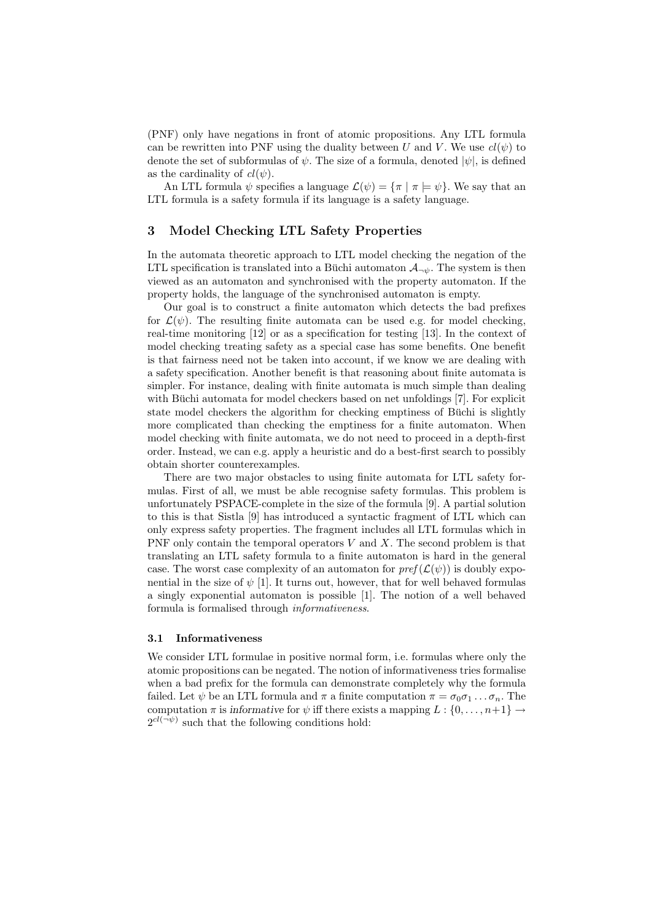(PNF) only have negations in front of atomic propositions. Any LTL formula can be rewritten into PNF using the duality between $U$ and $V$. We use $cl(\psi)$ to denote the set of subformulas of $\psi$. The size of a formula, denoted $|\psi|$, is defined as the cardinality of $cl(\psi)$.

An LTL formula $\psi$ specifies a language $\mathcal{L}(\psi) = \{\pi \mid \pi \models \psi\}$. We say that an LTL formula is a safety formula if its language is a safety language.

## 3 Model Checking LTL Safety Properties

In the automata theoretic approach to LTL model checking the negation of the LTL specification is translated into a Büchi automaton $\mathcal{A}_{\neg\psi}$. The system is then viewed as an automaton and synchronised with the property automaton. If the property holds, the language of the synchronised automaton is empty.

Our goal is to construct a finite automaton which detects the bad prefixes for $\mathcal{L}(\psi)$. The resulting finite automata can be used e.g. for model checking, real-time monitoring [12] or as a specification for testing [13]. In the context of model checking treating safety as a special case has some benefits. One benefit is that fairness need not be taken into account, if we know we are dealing with a safety specification. Another benefit is that reasoning about finite automata is simpler. For instance, dealing with finite automata is much simple than dealing with Büchi automata for model checkers based on net unfoldings [7]. For explicit state model checkers the algorithm for checking emptiness of Büchi is slightly more complicated than checking the emptiness for a finite automaton. When model checking with finite automata, we do not need to proceed in a depth-first order. Instead, we can e.g. apply a heuristic and do a best-first search to possibly obtain shorter counterexamples.

There are two major obstacles to using finite automata for LTL safety formulas. First of all, we must be able recognise safety formulas. This problem is unfortunately PSPACE-complete in the size of the formula [9]. A partial solution to this is that Sistla [9] has introduced a syntactic fragment of LTL which can only express safety properties. The fragment includes all LTL formulas which in PNF only contain the temporal operators $V$ and $X$. The second problem is that translating an LTL safety formula to a finite automaton is hard in the general case. The worst case complexity of an automaton for $\mathit{pref}(\mathcal{L}(\psi))$ is doubly exponential in the size of $\psi$ [1]. It turns out, however, that for well behaved formulas a singly exponential automaton is possible [1]. The notion of a well behaved formula is formalised through *informativeness*.

### 3.1 Informativeness

We consider LTL formulae in positive normal form, i.e. formulas where only the atomic propositions can be negated. The notion of informativeness tries formalise when a bad prefix for the formula can demonstrate completely why the formula failed. Let $\psi$ be an LTL formula and $\pi$ a finite computation $\pi = \sigma_0\sigma_1 \ldots \sigma_n$. The computation $\pi$ is *informative* for $\psi$ iff there exists a mapping $L : \{0, \ldots, n+1\} \rightarrow 2^{cl(\neg\psi)}$ such that the following conditions hold: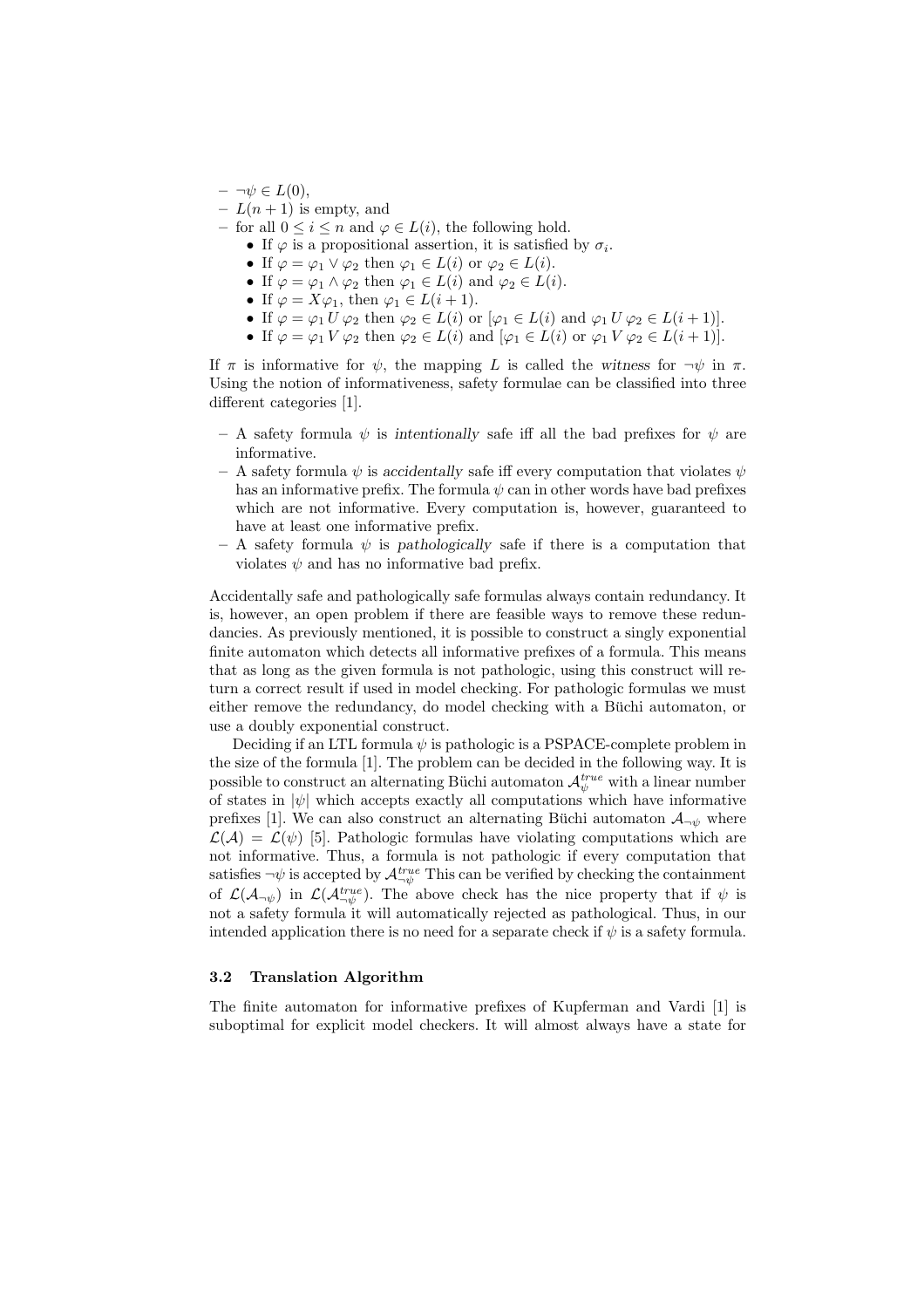- $\neg\psi \in L(0)$,
- $L(n+1)$ is empty, and
- for all $0 \leq i \leq n$ and $\varphi \in L(i)$, the following hold.
  - If $\varphi$ is a propositional assertion, it is satisfied by $\sigma_i$.
  - If $\varphi = \varphi_1 \vee \varphi_2$ then $\varphi_1 \in L(i)$ or $\varphi_2 \in L(i)$.
  - If $\varphi = \varphi_1 \wedge \varphi_2$ then $\varphi_1 \in L(i)$ and $\varphi_2 \in L(i)$.
  - If $\varphi = X\varphi_1$, then $\varphi_1 \in L(i+1)$.
  - If $\varphi = \varphi_1 \, U \, \varphi_2$ then $\varphi_2 \in L(i)$ or $[\varphi_1 \in L(i)$ and $\varphi_1 \, U \, \varphi_2 \in L(i+1)]$.
  - If $\varphi = \varphi_1 \, V \, \varphi_2$ then $\varphi_2 \in L(i)$ and $[\varphi_1 \in L(i)$ or $\varphi_1 \, V \, \varphi_2 \in L(i+1)]$.

If $\pi$ is informative for $\psi$, the mapping $L$ is called the *witness* for $\neg\psi$ in $\pi$. Using the notion of informativeness, safety formulae can be classified into three different categories [1].

- A safety formula $\psi$ is *intentionally* safe iff all the bad prefixes for $\psi$ are informative.
- A safety formula $\psi$ is *accidentally* safe iff every computation that violates $\psi$ has an informative prefix. The formula $\psi$ can in other words have bad prefixes which are not informative. Every computation is, however, guaranteed to have at least one informative prefix.
- A safety formula $\psi$ is *pathologically* safe if there is a computation that violates $\psi$ and has no informative bad prefix.

Accidentally safe and pathologically safe formulas always contain redundancy. It is, however, an open problem if there are feasible ways to remove these redundancies. As previously mentioned, it is possible to construct a singly exponential finite automaton which detects all informative prefixes of a formula. This means that as long as the given formula is not pathologic, using this construct will return a correct result if used in model checking. For pathologic formulas we must either remove the redundancy, do model checking with a Büchi automaton, or use a doubly exponential construct.

Deciding if an LTL formula $\psi$ is pathologic is a PSPACE-complete problem in the size of the formula [1]. The problem can be decided in the following way. It is possible to construct an alternating Büchi automaton $\mathcal{A}_{\psi}^{true}$ with a linear number of states in $|\psi|$ which accepts exactly all computations which have informative prefixes [1]. We can also construct an alternating Büchi automaton $\mathcal{A}_{\neg\psi}$ where $\mathcal{L}(\mathcal{A}) = \mathcal{L}(\psi)$ [5]. Pathologic formulas have violating computations which are not informative. Thus, a formula is not pathologic if every computation that satisfies $\neg\psi$ is accepted by $\mathcal{A}_{\neg\psi}^{true}$ This can be verified by checking the containment of $\mathcal{L}(\mathcal{A}_{\neg\psi})$ in $\mathcal{L}(\mathcal{A}_{\neg\psi}^{true})$. The above check has the nice property that if $\psi$ is not a safety formula it will automatically rejected as pathological. Thus, in our intended application there is no need for a separate check if $\psi$ is a safety formula.

### 3.2 Translation Algorithm

The finite automaton for informative prefixes of Kupferman and Vardi [1] is suboptimal for explicit model checkers. It will almost always have a state for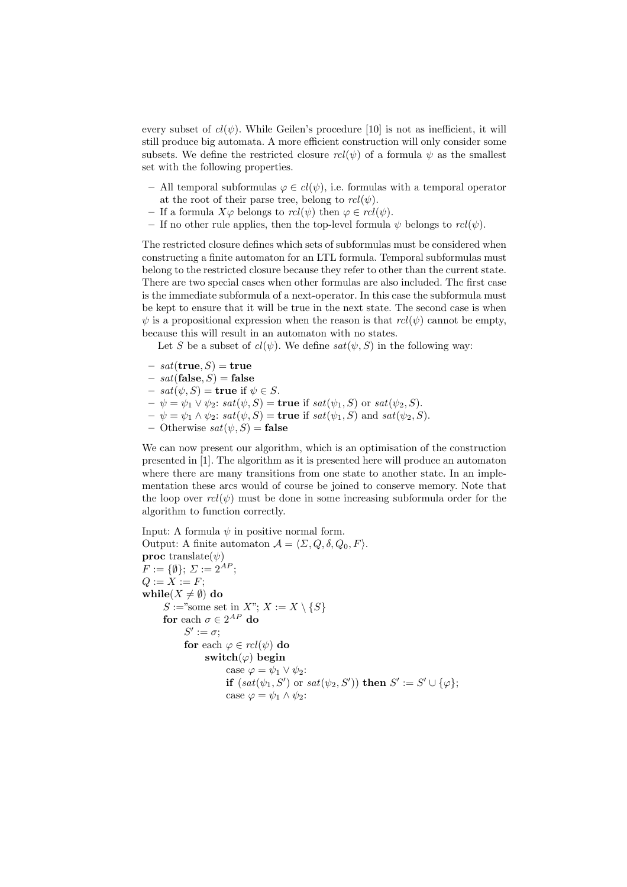every subset of $cl(\psi)$. While Geilen's procedure [10] is not as inefficient, it will still produce big automata. A more efficient construction will only consider some subsets. We define the restricted closure $rcl(\psi)$ of a formula $\psi$ as the smallest set with the following properties.

- All temporal subformulas $\varphi \in cl(\psi)$, i.e. formulas with a temporal operator at the root of their parse tree, belong to $rcl(\psi)$.
- If a formula $X\varphi$ belongs to $rcl(\psi)$ then $\varphi \in rcl(\psi)$.
- If no other rule applies, then the top-level formula $\psi$ belongs to $rcl(\psi)$.

The restricted closure defines which sets of subformulas must be considered when constructing a finite automaton for an LTL formula. Temporal subformulas must belong to the restricted closure because they refer to other than the current state. There are two special cases when other formulas are also included. The first case is the immediate subformula of a next-operator. In this case the subformula must be kept to ensure that it will be true in the next state. The second case is when $\psi$ is a propositional expression when the reason is that $rcl(\psi)$ cannot be empty, because this will result in an automaton with no states.

Let $S$ be a subset of $cl(\psi)$. We define $sat(\psi, S)$ in the following way:

- $sat(\mathbf{true}, S) = \mathbf{true}$
- $sat(\mathbf{false}, S) = \mathbf{false}$
- $sat(\psi, S) = \mathbf{true}$ if $\psi \in S$.
- $\psi = \psi_1 \vee \psi_2$: $sat(\psi, S) = \mathbf{true}$ if $sat(\psi_1, S)$ or $sat(\psi_2, S)$.
- $\psi = \psi_1 \wedge \psi_2$: $sat(\psi, S) = \mathbf{true}$ if $sat(\psi_1, S)$ and $sat(\psi_2, S)$.
- Otherwise $sat(\psi, S) = \mathbf{false}$

We can now present our algorithm, which is an optimisation of the construction presented in [1]. The algorithm as it is presented here will produce an automaton where there are many transitions from one state to another state. In an implementation these arcs would of course be joined to conserve memory. Note that the loop over $rcl(\psi)$ must be done in some increasing subformula order for the algorithm to function correctly.

Input: A formula $\psi$ in positive normal form.
Output: A finite automaton $\mathcal{A} = \langle \Sigma, Q, \delta, Q_0, F \rangle$.

**proc** translate($\psi$)
$F := \{\emptyset\}$; $\Sigma := 2^{AP}$;
$Q := X := F$;
**while**($X \neq \emptyset$) **do**
  $S$ :="some set in $X$"; $X := X \setminus \{S\}$
  **for** each $\sigma \in 2^{AP}$ **do**
    $S' := \sigma$;
    **for** each $\varphi \in rcl(\psi)$ **do**
      **switch**($\varphi$) **begin**
        case $\varphi = \psi_1 \vee \psi_2$:
        **if** $(sat(\psi_1, S')$ or $sat(\psi_2, S'))$ **then** $S' := S' \cup \{\varphi\}$;
        case $\varphi = \psi_1 \wedge \psi_2$: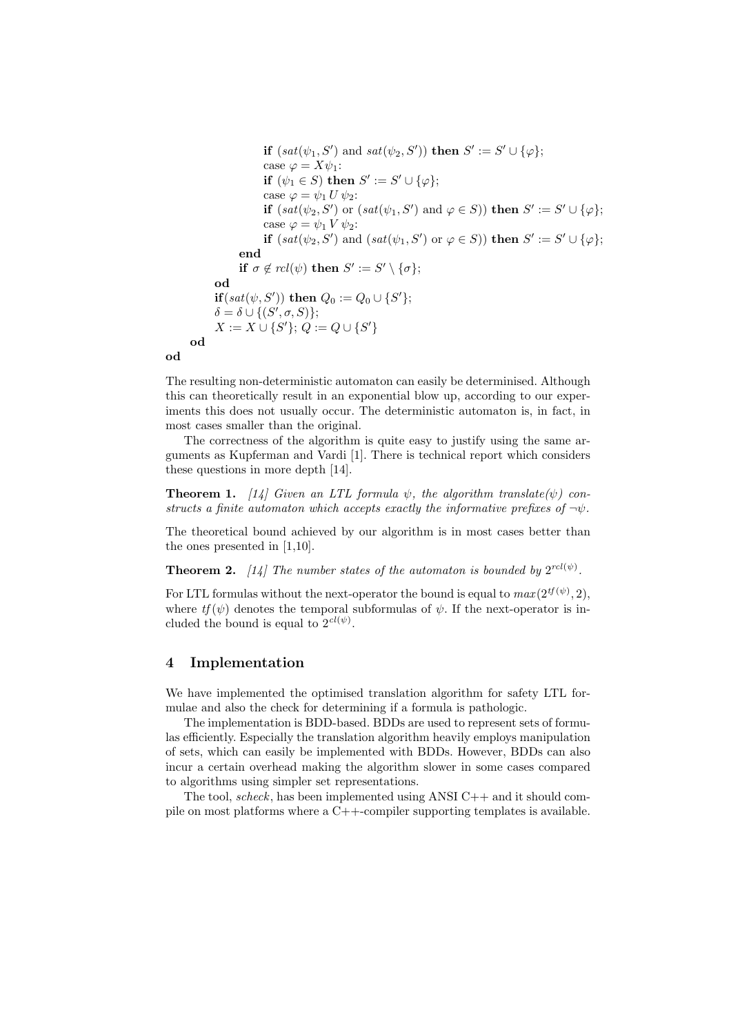```
            if (sat(ψ1, S') and sat(ψ2, S')) then S' := S' ∪ {φ};
            case φ = X ψ1:
            if (ψ1 ∈ S) then S' := S' ∪ {φ};
            case φ = ψ1 U ψ2:
            if (sat(ψ2, S') or (sat(ψ1, S') and φ ∈ S)) then S' := S' ∪ {φ};
            case φ = ψ1 V ψ2:
            if (sat(ψ2, S') and (sat(ψ1, S') or φ ∈ S)) then S' := S' ∪ {φ};
         end
         if σ ∉ rcl(ψ) then S' := S' \ {σ};
      od
      if(sat(ψ, S')) then Q0 := Q0 ∪ {S'};
      δ = δ ∪ {(S', σ, S)};
      X := X ∪ {S'}; Q := Q ∪ {S'}
   od
od
```

The resulting non-deterministic automaton can easily be determinised. Although this can theoretically result in an exponential blow up, according to our experiments this does not usually occur. The deterministic automaton is, in fact, in most cases smaller than the original.

The correctness of the algorithm is quite easy to justify using the same arguments as Kupferman and Vardi [1]. There is technical report which considers these questions in more depth [14].

**Theorem 1.** *[14] Given an LTL formula $\psi$, the algorithm translate($\psi$) constructs a finite automaton which accepts exactly the informative prefixes of $\neg\psi$.*

The theoretical bound achieved by our algorithm is in most cases better than the ones presented in [1,10].

**Theorem 2.** *[14] The number states of the automaton is bounded by $2^{rcl(\psi)}$.*

For LTL formulas without the next-operator the bound is equal to $max(2^{tf(\psi)}, 2)$, where $tf(\psi)$ denotes the temporal subformulas of $\psi$. If the next-operator is included the bound is equal to $2^{cl(\psi)}$.

## 4 Implementation

We have implemented the optimised translation algorithm for safety LTL formulae and also the check for determining if a formula is pathologic.

The implementation is BDD-based. BDDs are used to represent sets of formulas efficiently. Especially the translation algorithm heavily employs manipulation of sets, which can easily be implemented with BDDs. However, BDDs can also incur a certain overhead making the algorithm slower in some cases compared to algorithms using simpler set representations.

The tool, *scheck*, has been implemented using ANSI C++ and it should compile on most platforms where a C++-compiler supporting templates is available.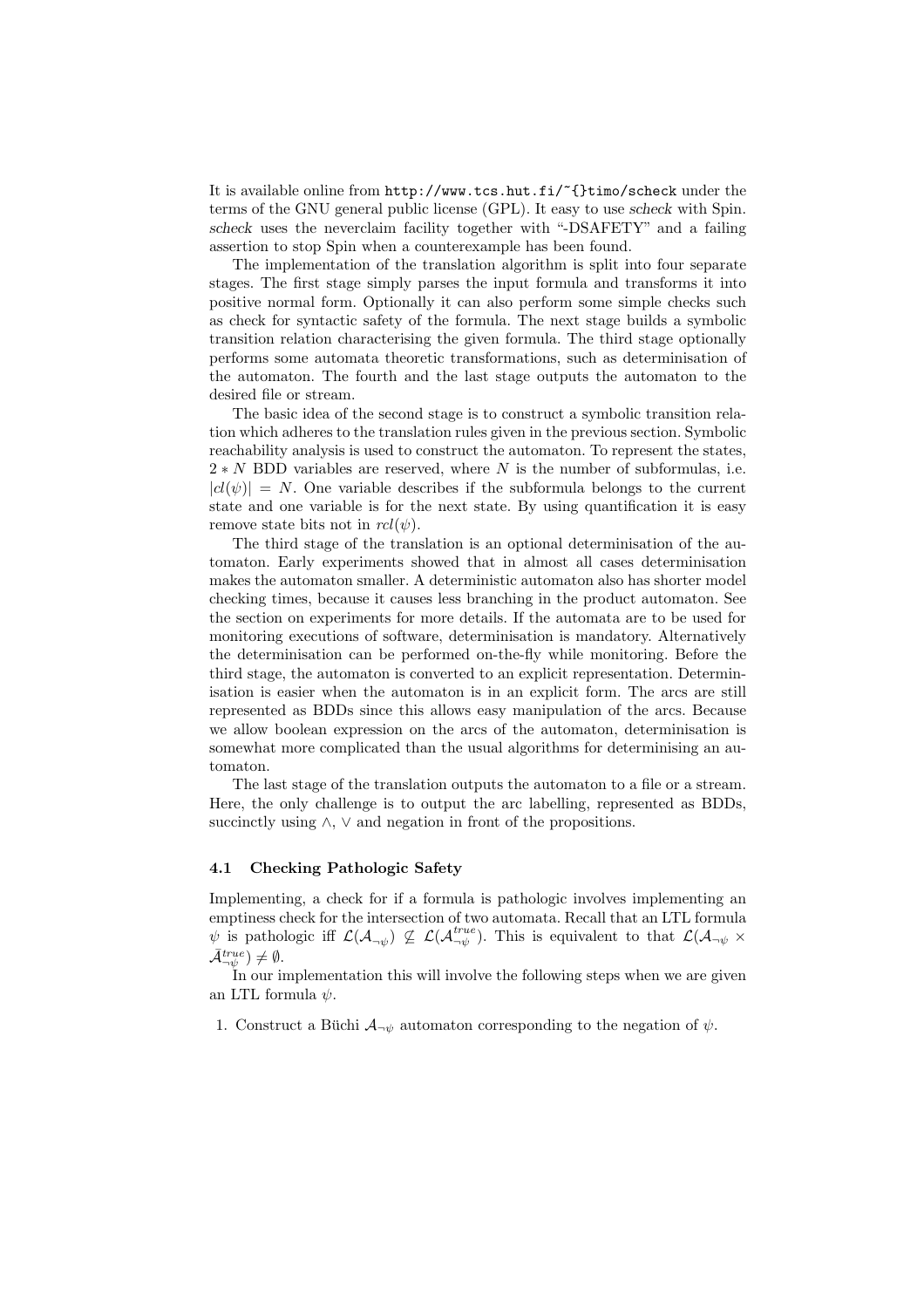It is available online from http://www.tcs.hut.fi/~{}timo/scheck under the terms of the GNU general public license (GPL). It easy to use *scheck* with Spin. *scheck* uses the neverclaim facility together with "-DSAFETY" and a failing assertion to stop Spin when a counterexample has been found.

The implementation of the translation algorithm is split into four separate stages. The first stage simply parses the input formula and transforms it into positive normal form. Optionally it can also perform some simple checks such as check for syntactic safety of the formula. The next stage builds a symbolic transition relation characterising the given formula. The third stage optionally performs some automata theoretic transformations, such as determinisation of the automaton. The fourth and the last stage outputs the automaton to the desired file or stream.

The basic idea of the second stage is to construct a symbolic transition relation which adheres to the translation rules given in the previous section. Symbolic reachability analysis is used to construct the automaton. To represent the states, $2 * N$ BDD variables are reserved, where $N$ is the number of subformulas, i.e. $|cl(\psi)| = N$. One variable describes if the subformula belongs to the current state and one variable is for the next state. By using quantification it is easy remove state bits not in $rcl(\psi)$.

The third stage of the translation is an optional determinisation of the automaton. Early experiments showed that in almost all cases determinisation makes the automaton smaller. A deterministic automaton also has shorter model checking times, because it causes less branching in the product automaton. See the section on experiments for more details. If the automata are to be used for monitoring executions of software, determinisation is mandatory. Alternatively the determinisation can be performed on-the-fly while monitoring. Before the third stage, the automaton is converted to an explicit representation. Determinisation is easier when the automaton is in an explicit form. The arcs are still represented as BDDs since this allows easy manipulation of the arcs. Because we allow boolean expression on the arcs of the automaton, determinisation is somewhat more complicated than the usual algorithms for determinising an automaton.

The last stage of the translation outputs the automaton to a file or a stream. Here, the only challenge is to output the arc labelling, represented as BDDs, succinctly using $\wedge$, $\vee$ and negation in front of the propositions.

### 4.1 Checking Pathologic Safety

Implementing, a check for if a formula is pathologic involves implementing an emptiness check for the intersection of two automata. Recall that an LTL formula $\psi$ is pathologic iff $\mathcal{L}(\mathcal{A}_{\neg\psi}) \not\subseteq \mathcal{L}(\mathcal{A}^{true}_{\neg\psi})$. This is equivalent to that $\mathcal{L}(\mathcal{A}_{\neg\psi} \times \bar{\mathcal{A}}^{true}_{\neg\psi}) \neq \emptyset$.

In our implementation this will involve the following steps when we are given an LTL formula $\psi$.

1. Construct a Büchi $\mathcal{A}_{\neg\psi}$ automaton corresponding to the negation of $\psi$.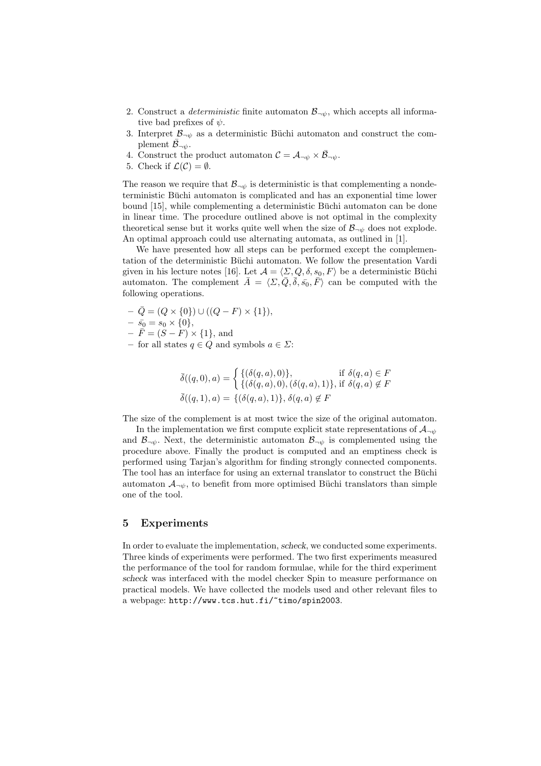2. Construct a *deterministic* finite automaton $\mathcal{B}_{\neg\psi}$, which accepts all informative bad prefixes of $\psi$.
3. Interpret $\mathcal{B}_{\neg\psi}$ as a deterministic Büchi automaton and construct the complement $\bar{\mathcal{B}}_{\neg\psi}$.
4. Construct the product automaton $\mathcal{C} = \mathcal{A}_{\neg\psi} \times \bar{\mathcal{B}}_{\neg\psi}$.
5. Check if $\mathcal{L}(\mathcal{C}) = \emptyset$.

The reason we require that $\mathcal{B}_{\neg\psi}$ is deterministic is that complementing a nondeterministic Büchi automaton is complicated and has an exponential time lower bound [15], while complementing a deterministic Büchi automaton can be done in linear time. The procedure outlined above is not optimal in the complexity theoretical sense but it works quite well when the size of $\mathcal{B}_{\neg\psi}$ does not explode. An optimal approach could use alternating automata, as outlined in [1].

We have presented how all steps can be performed except the complementation of the deterministic Büchi automaton. We follow the presentation Vardi given in his lecture notes [16]. Let $\mathcal{A} = \langle \Sigma, Q, \delta, s_0, F \rangle$ be a deterministic Büchi automaton. The complement $\bar{A} = \langle \Sigma, \bar{Q}, \bar{\delta}, \bar{s_0}, \bar{F} \rangle$ can be computed with the following operations.

- $\bar{Q} = (Q \times \{0\}) \cup ((Q - F) \times \{1\})$,
- $\bar{s_0} = s_0 \times \{0\}$,
- $\bar{F} = (S - F) \times \{1\}$, and
- for all states $q \in Q$ and symbols $a \in \Sigma$:

$$\bar{\delta}((q,0),a) = \begin{cases} \{(\delta(q,a),0)\}, & \text{if } \delta(q,a) \in F \\ \{(\delta(q,a),0),(\delta(q,a),1)\}, & \text{if } \delta(q,a) \notin F \end{cases}$$

$$\bar{\delta}((q,1),a) = \{(\delta(q,a),1)\}, \ \delta(q,a) \notin F$$

The size of the complement is at most twice the size of the original automaton.

In the implementation we first compute explicit state representations of $\mathcal{A}_{\neg\psi}$ and $\mathcal{B}_{\neg\psi}$. Next, the deterministic automaton $\mathcal{B}_{\neg\psi}$ is complemented using the procedure above. Finally the product is computed and an emptiness check is performed using Tarjan's algorithm for finding strongly connected components. The tool has an interface for using an external translator to construct the Büchi automaton $\mathcal{A}_{\neg\psi}$, to benefit from more optimised Büchi translators than simple one of the tool.

## 5 Experiments

In order to evaluate the implementation, *scheck*, we conducted some experiments. Three kinds of experiments were performed. The two first experiments measured the performance of the tool for random formulae, while for the third experiment *scheck* was interfaced with the model checker Spin to measure performance on practical models. We have collected the models used and other relevant files to a webpage: `http://www.tcs.hut.fi/~timo/spin2003`.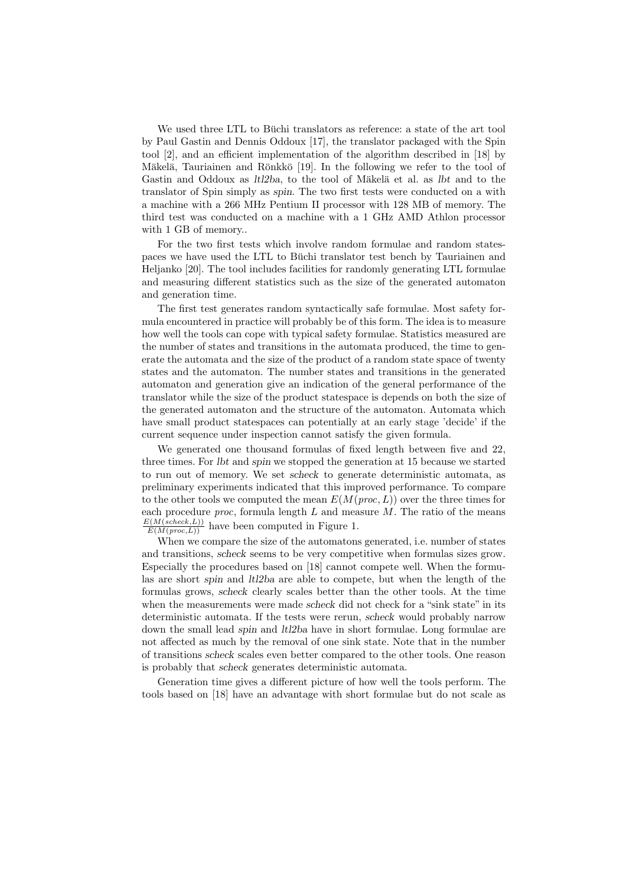We used three LTL to Büchi translators as reference: a state of the art tool by Paul Gastin and Dennis Oddoux [17], the translator packaged with the Spin tool [2], and an efficient implementation of the algorithm described in [18] by Mäkelä, Tauriainen and Rönkkö [19]. In the following we refer to the tool of Gastin and Oddoux as *ltl2ba*, to the tool of Mäkelä et al. as *lbt* and to the translator of Spin simply as *spin*. The two first tests were conducted on a with a machine with a 266 MHz Pentium II processor with 128 MB of memory. The third test was conducted on a machine with a 1 GHz AMD Athlon processor with 1 GB of memory..

For the two first tests which involve random formulae and random statespaces we have used the LTL to Büchi translator test bench by Tauriainen and Heljanko [20]. The tool includes facilities for randomly generating LTL formulae and measuring different statistics such as the size of the generated automaton and generation time.

The first test generates random syntactically safe formulae. Most safety formula encountered in practice will probably be of this form. The idea is to measure how well the tools can cope with typical safety formulae. Statistics measured are the number of states and transitions in the automata produced, the time to generate the automata and the size of the product of a random state space of twenty states and the automaton. The number states and transitions in the generated automaton and generation give an indication of the general performance of the translator while the size of the product statespace is depends on both the size of the generated automaton and the structure of the automaton. Automata which have small product statespaces can potentially at an early stage 'decide' if the current sequence under inspection cannot satisfy the given formula.

We generated one thousand formulas of fixed length between five and 22, three times. For *lbt* and *spin* we stopped the generation at 15 because we started to run out of memory. We set *scheck* to generate deterministic automata, as preliminary experiments indicated that this improved performance. To compare to the other tools we computed the mean $E(M(proc, L))$ over the three times for each procedure *proc*, formula length $L$ and measure $M$. The ratio of the means $\frac{E(M(scheck,L))}{E(M(proc,L))}$ have been computed in Figure 1.

When we compare the size of the automatons generated, i.e. number of states and transitions, *scheck* seems to be very competitive when formulas sizes grow. Especially the procedures based on [18] cannot compete well. When the formulas are short *spin* and *ltl2ba* are able to compete, but when the length of the formulas grows, *scheck* clearly scales better than the other tools. At the time when the measurements were made *scheck* did not check for a "sink state" in its deterministic automata. If the tests were rerun, *scheck* would probably narrow down the small lead *spin* and *ltl2ba* have in short formulae. Long formulae are not affected as much by the removal of one sink state. Note that in the number of transitions *scheck* scales even better compared to the other tools. One reason is probably that *scheck* generates deterministic automata.

Generation time gives a different picture of how well the tools perform. The tools based on [18] have an advantage with short formulae but do not scale as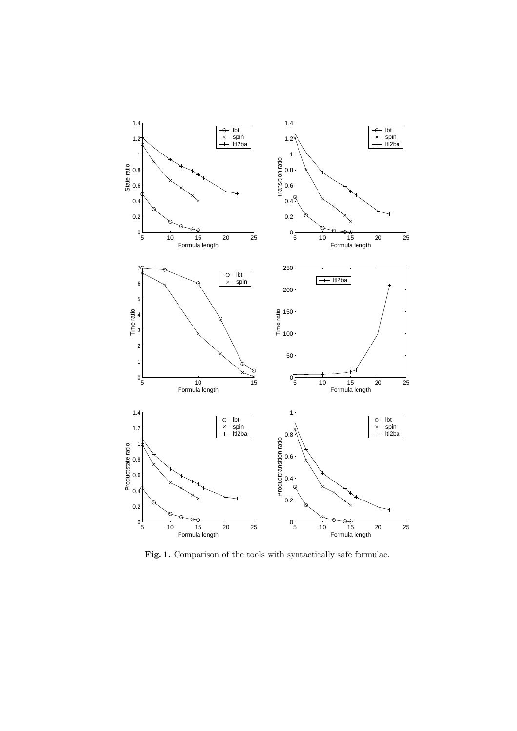**Fig. 1.** Comparison of the tools with syntactically safe formulae.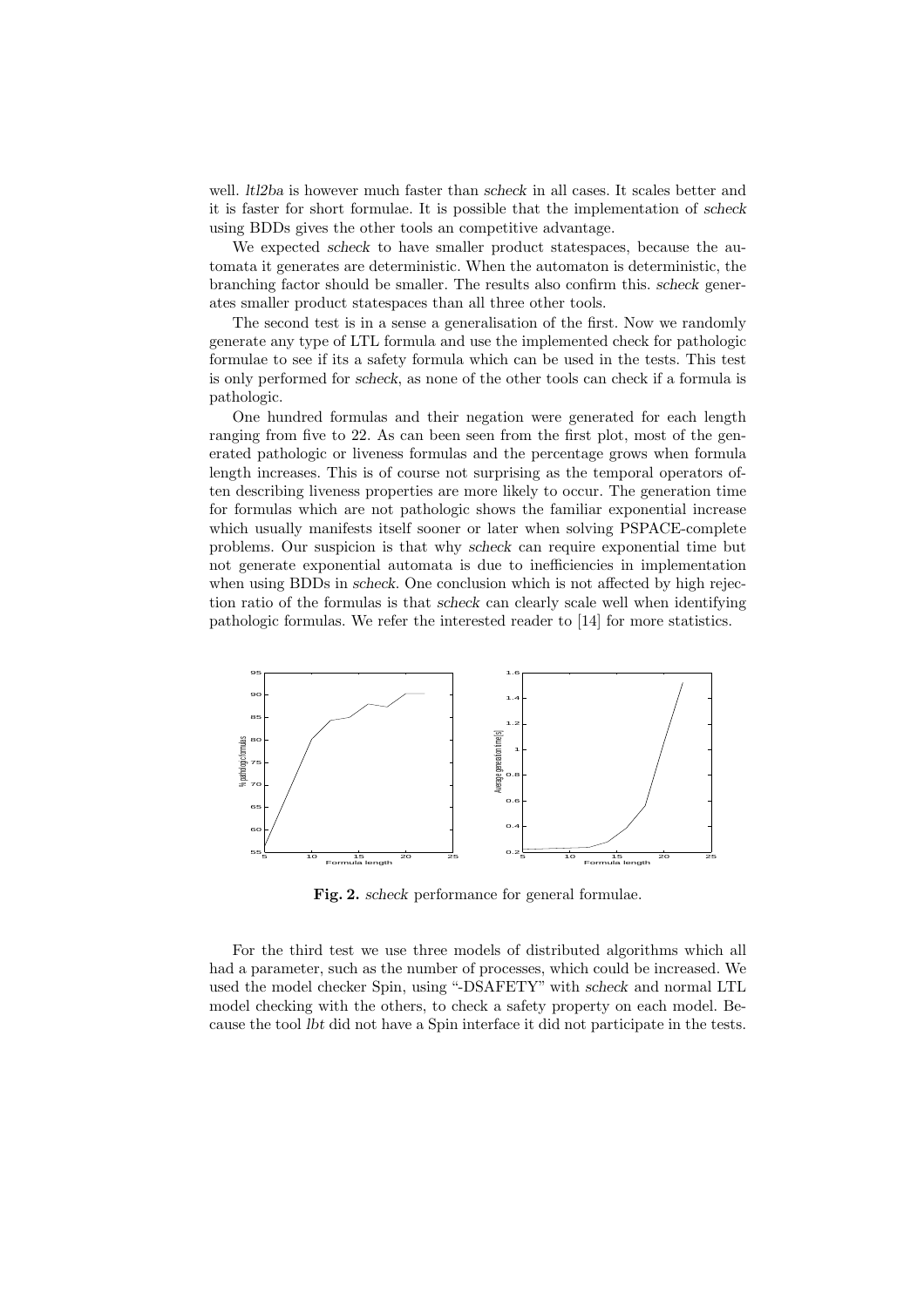well. *ltl2ba* is however much faster than *scheck* in all cases. It scales better and it is faster for short formulae. It is possible that the implementation of *scheck* using BDDs gives the other tools an competitive advantage.

We expected *scheck* to have smaller product statespaces, because the automata it generates are deterministic. When the automaton is deterministic, the branching factor should be smaller. The results also confirm this. *scheck* generates smaller product statespaces than all three other tools.

The second test is in a sense a generalisation of the first. Now we randomly generate any type of LTL formula and use the implemented check for pathologic formulae to see if its a safety formula which can be used in the tests. This test is only performed for *scheck*, as none of the other tools can check if a formula is pathologic.

One hundred formulas and their negation were generated for each length ranging from five to 22. As can been seen from the first plot, most of the generated pathologic or liveness formulas and the percentage grows when formula length increases. This is of course not surprising as the temporal operators often describing liveness properties are more likely to occur. The generation time for formulas which are not pathologic shows the familiar exponential increase which usually manifests itself sooner or later when solving PSPACE-complete problems. Our suspicion is that why *scheck* can require exponential time but not generate exponential automata is due to inefficiencies in implementation when using BDDs in *scheck*. One conclusion which is not affected by high rejection ratio of the formulas is that *scheck* can clearly scale well when identifying pathologic formulas. We refer the interested reader to [14] for more statistics.

**Fig. 2.** *scheck* performance for general formulae.

For the third test we use three models of distributed algorithms which all had a parameter, such as the number of processes, which could be increased. We used the model checker Spin, using "-DSAFETY" with *scheck* and normal LTL model checking with the others, to check a safety property on each model. Because the tool *lbt* did not have a Spin interface it did not participate in the tests.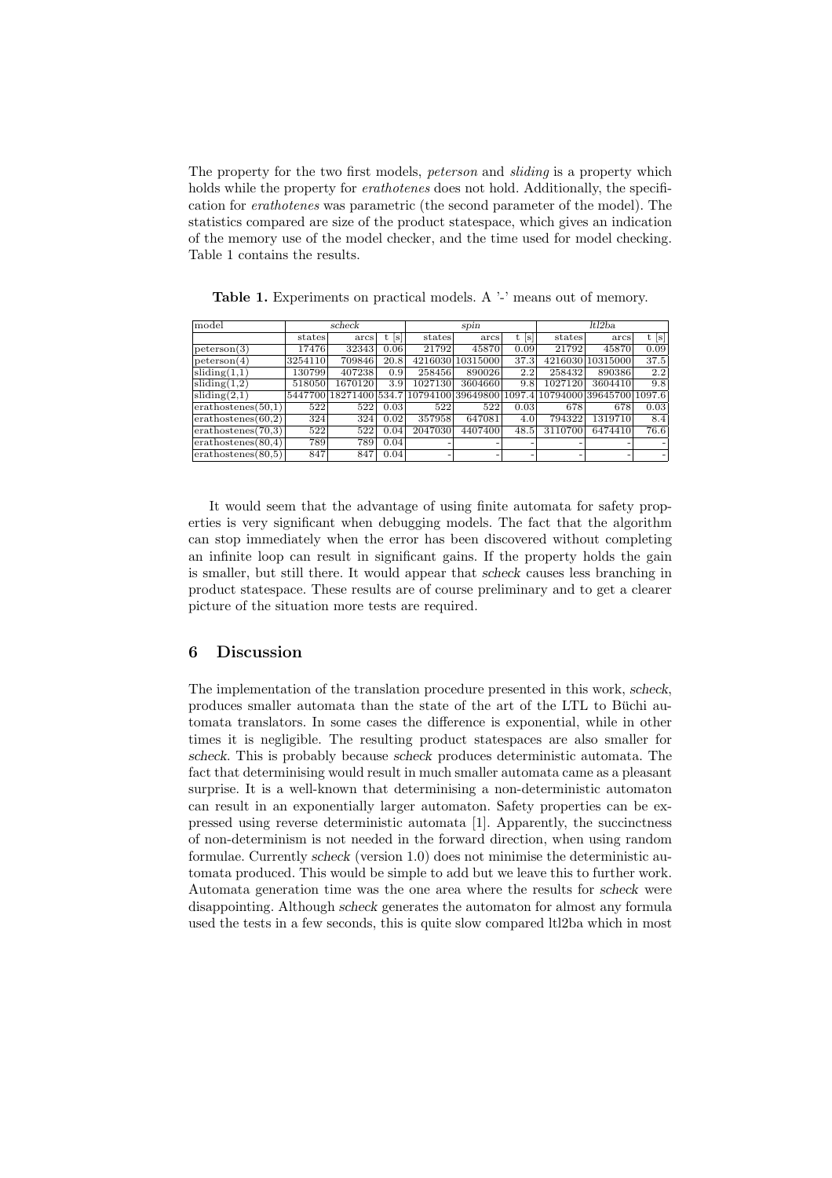The property for the two first models, *peterson* and *sliding* is a property which holds while the property for *erathotenes* does not hold. Additionally, the specification for *erathotenes* was parametric (the second parameter of the model). The statistics compared are size of the product statespace, which gives an indication of the memory use of the model checker, and the time used for model checking. Table 1 contains the results.

**Table 1.** Experiments on practical models. A '-' means out of memory.

| model | *scheck* | | | *spin* | | | *ltl2ba* | | |
|---|---|---|---|---|---|---|---|---|---|
| | states | arcs | t [s] | states | arcs | t [s] | states | arcs | t [s] |
| peterson(3) | 17476 | 32343 | 0.06 | 21792 | 45870 | 0.09 | 21792 | 45870 | 0.09 |
| peterson(4) | 3254110 | 709846 | 20.8 | 4216030 | 10315000 | 37.3 | 4216030 | 10315000 | 37.5 |
| sliding(1,1) | 130799 | 407238 | 0.9 | 258456 | 890026 | 2.2 | 258432 | 890386 | 2.2 |
| sliding(1,2) | 518050 | 1670120 | 3.9 | 1027130 | 3604660 | 9.8 | 1027120 | 3604410 | 9.8 |
| sliding(2,1) | 5447700 | 18271400 | 534.7 | 10794100 | 39649800 | 1097.4 | 10794000 | 39645700 | 1097.6 |
| erathostenes(50,1) | 522 | 522 | 0.03 | 522 | 522 | 0.03 | 678 | 678 | 0.03 |
| erathostenes(60,2) | 324 | 324 | 0.02 | 357958 | 647081 | 4.0 | 794322 | 1319710 | 8.4 |
| erathostenes(70,3) | 522 | 522 | 0.04 | 2047030 | 4407400 | 48.5 | 3110700 | 6474410 | 76.6 |
| erathostenes(80,4) | 789 | 789 | 0.04 | - | - | - | - | - | - |
| erathostenes(80,5) | 847 | 847 | 0.04 | - | - | - | - | - | - |

It would seem that the advantage of using finite automata for safety properties is very significant when debugging models. The fact that the algorithm can stop immediately when the error has been discovered without completing an infinite loop can result in significant gains. If the property holds the gain is smaller, but still there. It would appear that scheck causes less branching in product statespace. These results are of course preliminary and to get a clearer picture of the situation more tests are required.

## 6 Discussion

The implementation of the translation procedure presented in this work, scheck, produces smaller automata than the state of the art of the LTL to Büchi automata translators. In some cases the difference is exponential, while in other times it is negligible. The resulting product statespaces are also smaller for scheck. This is probably because scheck produces deterministic automata. The fact that determinising would result in much smaller automata came as a pleasant surprise. It is a well-known that determinising a non-deterministic automaton can result in an exponentially larger automaton. Safety properties can be expressed using reverse deterministic automata [1]. Apparently, the succinctness of non-determinism is not needed in the forward direction, when using random formulae. Currently scheck (version 1.0) does not minimise the deterministic automata produced. This would be simple to add but we leave this to further work. Automata generation time was the one area where the results for scheck were disappointing. Although scheck generates the automaton for almost any formula used the tests in a few seconds, this is quite slow compared ltl2ba which in most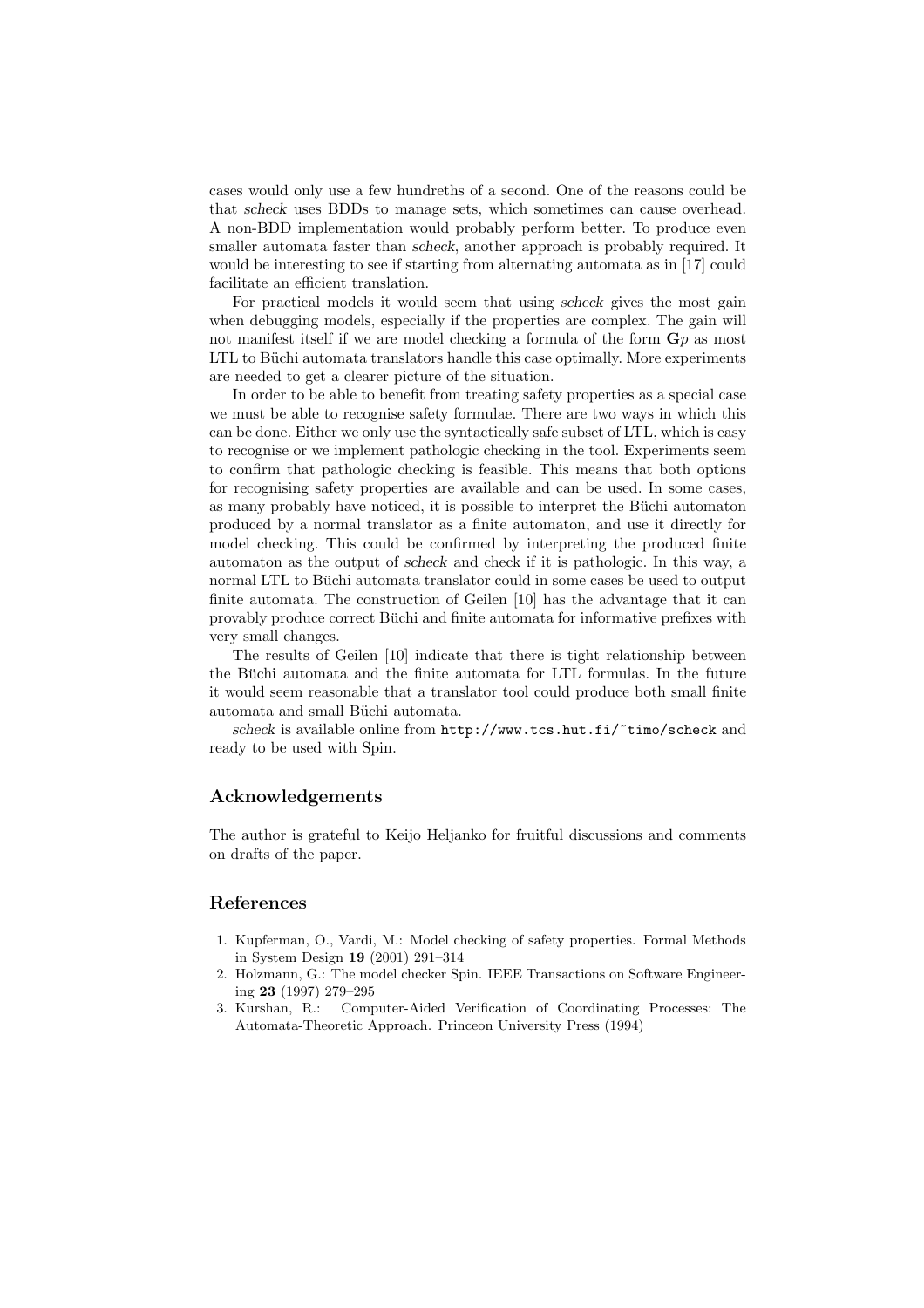cases would only use a few hundreths of a second. One of the reasons could be that *scheck* uses BDDs to manage sets, which sometimes can cause overhead. A non-BDD implementation would probably perform better. To produce even smaller automata faster than *scheck*, another approach is probably required. It would be interesting to see if starting from alternating automata as in [17] could facilitate an efficient translation.

For practical models it would seem that using *scheck* gives the most gain when debugging models, especially if the properties are complex. The gain will not manifest itself if we are model checking a formula of the form $\mathbf{G}p$ as most LTL to Büchi automata translators handle this case optimally. More experiments are needed to get a clearer picture of the situation.

In order to be able to benefit from treating safety properties as a special case we must be able to recognise safety formulae. There are two ways in which this can be done. Either we only use the syntactically safe subset of LTL, which is easy to recognise or we implement pathologic checking in the tool. Experiments seem to confirm that pathologic checking is feasible. This means that both options for recognising safety properties are available and can be used. In some cases, as many probably have noticed, it is possible to interpret the Büchi automaton produced by a normal translator as a finite automaton, and use it directly for model checking. This could be confirmed by interpreting the produced finite automaton as the output of *scheck* and check if it is pathologic. In this way, a normal LTL to Büchi automata translator could in some cases be used to output finite automata. The construction of Geilen [10] has the advantage that it can provably produce correct Büchi and finite automata for informative prefixes with very small changes.

The results of Geilen [10] indicate that there is tight relationship between the Büchi automata and the finite automata for LTL formulas. In the future it would seem reasonable that a translator tool could produce both small finite automata and small Büchi automata.

*scheck* is available online from `http://www.tcs.hut.fi/~timo/scheck` and ready to be used with Spin.

## Acknowledgements

The author is grateful to Keijo Heljanko for fruitful discussions and comments on drafts of the paper.

## References

1. Kupferman, O., Vardi, M.: Model checking of safety properties. Formal Methods in System Design **19** (2001) 291–314
2. Holzmann, G.: The model checker Spin. IEEE Transactions on Software Engineering **23** (1997) 279–295
3. Kurshan, R.: Computer-Aided Verification of Coordinating Processes: The Automata-Theoretic Approach. Princeon University Press (1994)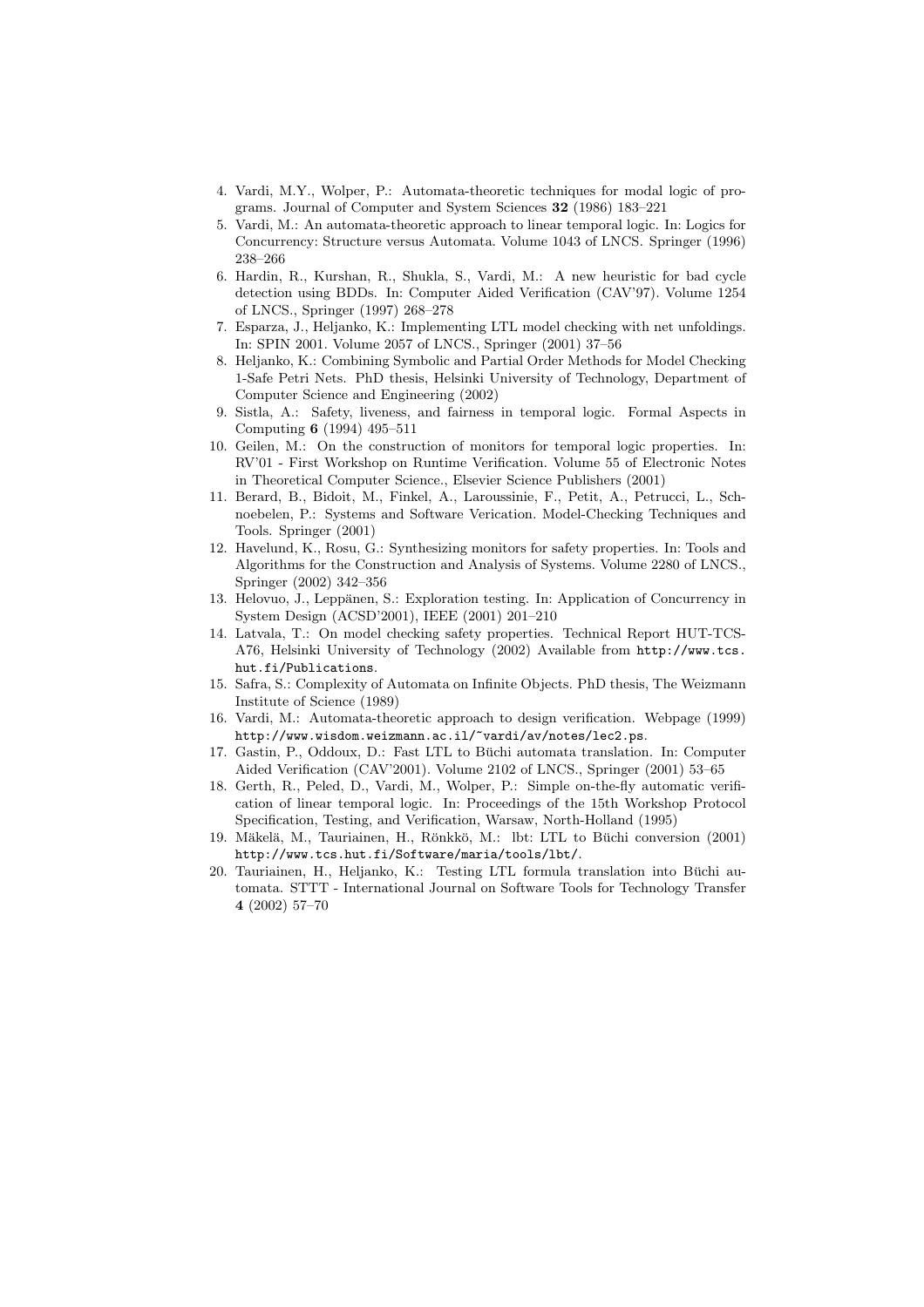4. Vardi, M.Y., Wolper, P.: Automata-theoretic techniques for modal logic of programs. Journal of Computer and System Sciences **32** (1986) 183–221
5. Vardi, M.: An automata-theoretic approach to linear temporal logic. In: Logics for Concurrency: Structure versus Automata. Volume 1043 of LNCS. Springer (1996) 238–266
6. Hardin, R., Kurshan, R., Shukla, S., Vardi, M.: A new heuristic for bad cycle detection using BDDs. In: Computer Aided Verification (CAV'97). Volume 1254 of LNCS., Springer (1997) 268–278
7. Esparza, J., Heljanko, K.: Implementing LTL model checking with net unfoldings. In: SPIN 2001. Volume 2057 of LNCS., Springer (2001) 37–56
8. Heljanko, K.: Combining Symbolic and Partial Order Methods for Model Checking 1-Safe Petri Nets. PhD thesis, Helsinki University of Technology, Department of Computer Science and Engineering (2002)
9. Sistla, A.: Safety, liveness, and fairness in temporal logic. Formal Aspects in Computing **6** (1994) 495–511
10. Geilen, M.: On the construction of monitors for temporal logic properties. In: RV'01 - First Workshop on Runtime Verification. Volume 55 of Electronic Notes in Theoretical Computer Science., Elsevier Science Publishers (2001)
11. Berard, B., Bidoit, M., Finkel, A., Laroussinie, F., Petit, A., Petrucci, L., Schnoebelen, P.: Systems and Software Verication. Model-Checking Techniques and Tools. Springer (2001)
12. Havelund, K., Rosu, G.: Synthesizing monitors for safety properties. In: Tools and Algorithms for the Construction and Analysis of Systems. Volume 2280 of LNCS., Springer (2002) 342–356
13. Helovuo, J., Leppänen, S.: Exploration testing. In: Application of Concurrency in System Design (ACSD'2001), IEEE (2001) 201–210
14. Latvala, T.: On model checking safety properties. Technical Report HUT-TCS-A76, Helsinki University of Technology (2002) Available from `http://www.tcs.hut.fi/Publications`.
15. Safra, S.: Complexity of Automata on Infinite Objects. PhD thesis, The Weizmann Institute of Science (1989)
16. Vardi, M.: Automata-theoretic approach to design verification. Webpage (1999) `http://www.wisdom.weizmann.ac.il/~vardi/av/notes/lec2.ps`.
17. Gastin, P., Oddoux, D.: Fast LTL to Büchi automata translation. In: Computer Aided Verification (CAV'2001). Volume 2102 of LNCS., Springer (2001) 53–65
18. Gerth, R., Peled, D., Vardi, M., Wolper, P.: Simple on-the-fly automatic verification of linear temporal logic. In: Proceedings of the 15th Workshop Protocol Specification, Testing, and Verification, Warsaw, North-Holland (1995)
19. Mäkelä, M., Tauriainen, H., Rönkkö, M.: lbt: LTL to Büchi conversion (2001) `http://www.tcs.hut.fi/Software/maria/tools/lbt/`.
20. Tauriainen, H., Heljanko, K.: Testing LTL formula translation into Büchi automata. STTT - International Journal on Software Tools for Technology Transfer **4** (2002) 57–70